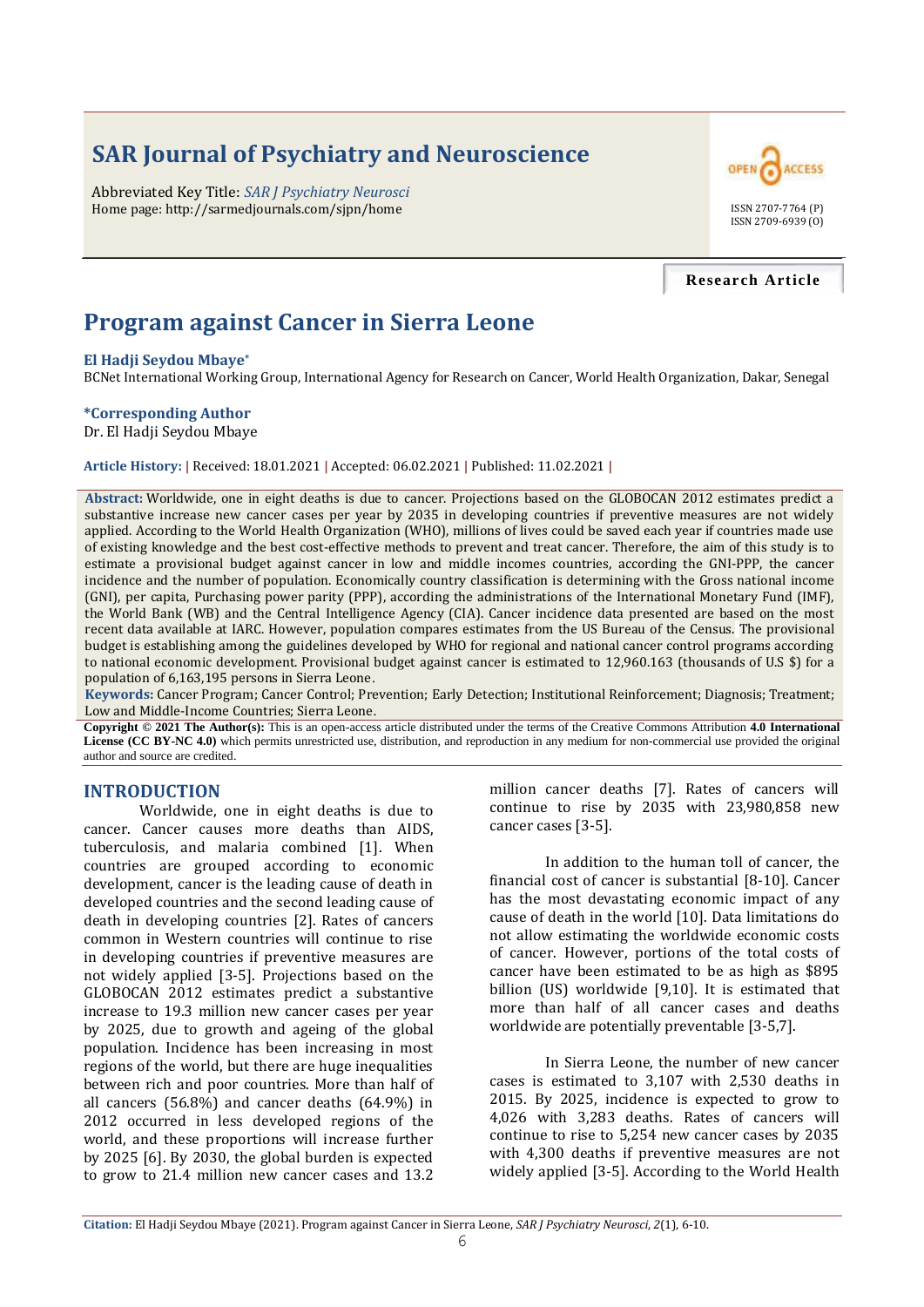# SAR Journal of Psychiatry and Neuroscience

Abbreviated Key Title: *SAR J Psychiatry Neurosci*
Home page: http://sarmedjournals.com/sjpn/home

ISSN 2707-7764 (P)
ISSN 2709-6939 (O)

**Research Article**

# Program against Cancer in Sierra Leone

**El Hadji Seydou Mbaye***

BCNet International Working Group, International Agency for Research on Cancer, World Health Organization, Dakar, Senegal

**\*Corresponding Author**
Dr. El Hadji Seydou Mbaye

**Article History:** | Received: 18.01.2021 | Accepted: 06.02.2021 | Published: 11.02.2021 |

**Abstract:** Worldwide, one in eight deaths is due to cancer. Projections based on the GLOBOCAN 2012 estimates predict a substantive increase new cancer cases per year by 2035 in developing countries if preventive measures are not widely applied. According to the World Health Organization (WHO), millions of lives could be saved each year if countries made use of existing knowledge and the best cost-effective methods to prevent and treat cancer. Therefore, the aim of this study is to estimate a provisional budget against cancer in low and middle incomes countries, according the GNI-PPP, the cancer incidence and the number of population. Economically country classification is determining with the Gross national income (GNI), per capita, Purchasing power parity (PPP), according the administrations of the International Monetary Fund (IMF), the World Bank (WB) and the Central Intelligence Agency (CIA). Cancer incidence data presented are based on the most recent data available at IARC. However, population compares estimates from the US Bureau of the Census. The provisional budget is establishing among the guidelines developed by WHO for regional and national cancer control programs according to national economic development. Provisional budget against cancer is estimated to 12,960.163 (thousands of U.S $) for a population of 6,163,195 persons in Sierra Leone.

**Keywords:** Cancer Program; Cancer Control; Prevention; Early Detection; Institutional Reinforcement; Diagnosis; Treatment; Low and Middle-Income Countries; Sierra Leone.

**Copyright © 2021 The Author(s):** This is an open-access article distributed under the terms of the Creative Commons Attribution **4.0 International License (CC BY-NC 4.0)** which permits unrestricted use, distribution, and reproduction in any medium for non-commercial use provided the original author and source are credited.

## INTRODUCTION

Worldwide, one in eight deaths is due to cancer. Cancer causes more deaths than AIDS, tuberculosis, and malaria combined [1]. When countries are grouped according to economic development, cancer is the leading cause of death in developed countries and the second leading cause of death in developing countries [2]. Rates of cancers common in Western countries will continue to rise in developing countries if preventive measures are not widely applied [3-5]. Projections based on the GLOBOCAN 2012 estimates predict a substantive increase to 19.3 million new cancer cases per year by 2025, due to growth and ageing of the global population. Incidence has been increasing in most regions of the world, but there are huge inequalities between rich and poor countries. More than half of all cancers (56.8%) and cancer deaths (64.9%) in 2012 occurred in less developed regions of the world, and these proportions will increase further by 2025 [6]. By 2030, the global burden is expected to grow to 21.4 million new cancer cases and 13.2 million cancer deaths [7]. Rates of cancers will continue to rise by 2035 with 23,980,858 new cancer cases [3-5].

In addition to the human toll of cancer, the financial cost of cancer is substantial [8-10]. Cancer has the most devastating economic impact of any cause of death in the world [10]. Data limitations do not allow estimating the worldwide economic costs of cancer. However, portions of the total costs of cancer have been estimated to be as high as $895 billion (US) worldwide [9,10]. It is estimated that more than half of all cancer cases and deaths worldwide are potentially preventable [3-5,7].

In Sierra Leone, the number of new cancer cases is estimated to 3,107 with 2,530 deaths in 2015. By 2025, incidence is expected to grow to 4,026 with 3,283 deaths. Rates of cancers will continue to rise to 5,254 new cancer cases by 2035 with 4,300 deaths if preventive measures are not widely applied [3-5]. According to the World Health

**Citation:** El Hadji Seydou Mbaye (2021). Program against Cancer in Sierra Leone, *SAR J Psychiatry Neurosci, 2*(1), 6-10.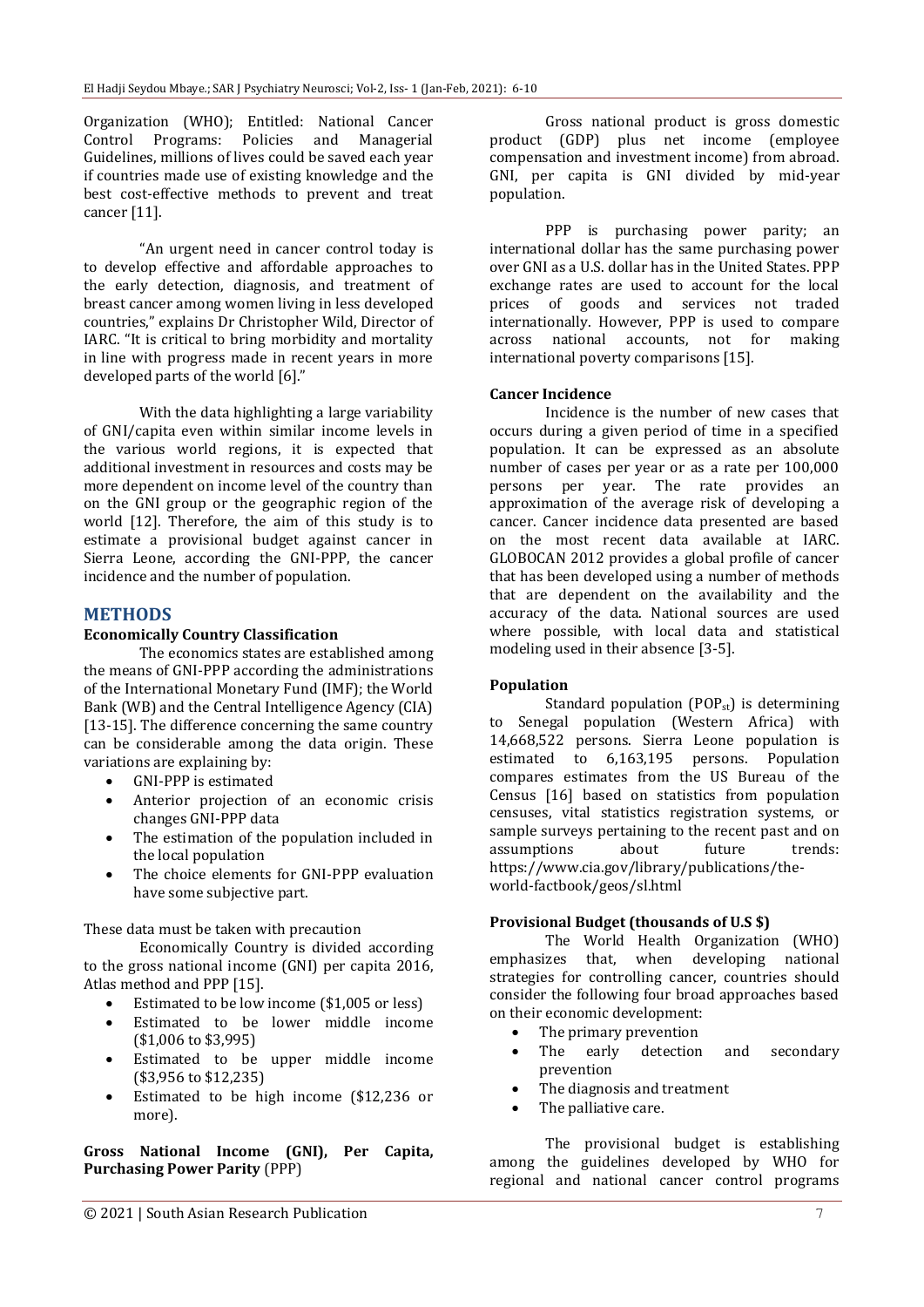Organization (WHO); Entitled: National Cancer Control Programs: Policies and Managerial Guidelines, millions of lives could be saved each year if countries made use of existing knowledge and the best cost-effective methods to prevent and treat cancer [11].

"An urgent need in cancer control today is to develop effective and affordable approaches to the early detection, diagnosis, and treatment of breast cancer among women living in less developed countries," explains Dr Christopher Wild, Director of IARC. "It is critical to bring morbidity and mortality in line with progress made in recent years in more developed parts of the world [6]."

With the data highlighting a large variability of GNI/capita even within similar income levels in the various world regions, it is expected that additional investment in resources and costs may be more dependent on income level of the country than on the GNI group or the geographic region of the world [12]. Therefore, the aim of this study is to estimate a provisional budget against cancer in Sierra Leone, according the GNI-PPP, the cancer incidence and the number of population.

## METHODS

### Economically Country Classification

The economics states are established among the means of GNI-PPP according the administrations of the International Monetary Fund (IMF); the World Bank (WB) and the Central Intelligence Agency (CIA) [13-15]. The difference concerning the same country can be considerable among the data origin. These variations are explaining by:

- GNI-PPP is estimated
- Anterior projection of an economic crisis changes GNI-PPP data
- The estimation of the population included in the local population
- The choice elements for GNI-PPP evaluation have some subjective part.

These data must be taken with precaution

Economically Country is divided according to the gross national income (GNI) per capita 2016, Atlas method and PPP [15].

- Estimated to be low income ($1,005 or less)
- Estimated to be lower middle income ($1,006 to $3,995)
- Estimated to be upper middle income ($3,956 to $12,235)
- Estimated to be high income ($12,236 or more).

### Gross National Income (GNI), Per Capita, Purchasing Power Parity (PPP)

Gross national product is gross domestic product (GDP) plus net income (employee compensation and investment income) from abroad. GNI, per capita is GNI divided by mid-year population.

PPP is purchasing power parity; an international dollar has the same purchasing power over GNI as a U.S. dollar has in the United States. PPP exchange rates are used to account for the local prices of goods and services not traded internationally. However, PPP is used to compare across national accounts, not for making international poverty comparisons [15].

### Cancer Incidence

Incidence is the number of new cases that occurs during a given period of time in a specified population. It can be expressed as an absolute number of cases per year or as a rate per 100,000 persons per year. The rate provides an approximation of the average risk of developing a cancer. Cancer incidence data presented are based on the most recent data available at IARC. GLOBOCAN 2012 provides a global profile of cancer that has been developed using a number of methods that are dependent on the availability and the accuracy of the data. National sources are used where possible, with local data and statistical modeling used in their absence [3-5].

### Population

Standard population ($POP_{st}$) is determining to Senegal population (Western Africa) with 14,668,522 persons. Sierra Leone population is estimated to 6,163,195 persons. Population compares estimates from the US Bureau of the Census [16] based on statistics from population censuses, vital statistics registration systems, or sample surveys pertaining to the recent past and on assumptions about future trends: https://www.cia.gov/library/publications/the-world-factbook/geos/sl.html

### Provisional Budget (thousands of U.S $)

The World Health Organization (WHO) emphasizes that, when developing national strategies for controlling cancer, countries should consider the following four broad approaches based on their economic development:

- The primary prevention
- The early detection and secondary prevention
- The diagnosis and treatment
- The palliative care.

The provisional budget is establishing among the guidelines developed by WHO for regional and national cancer control programs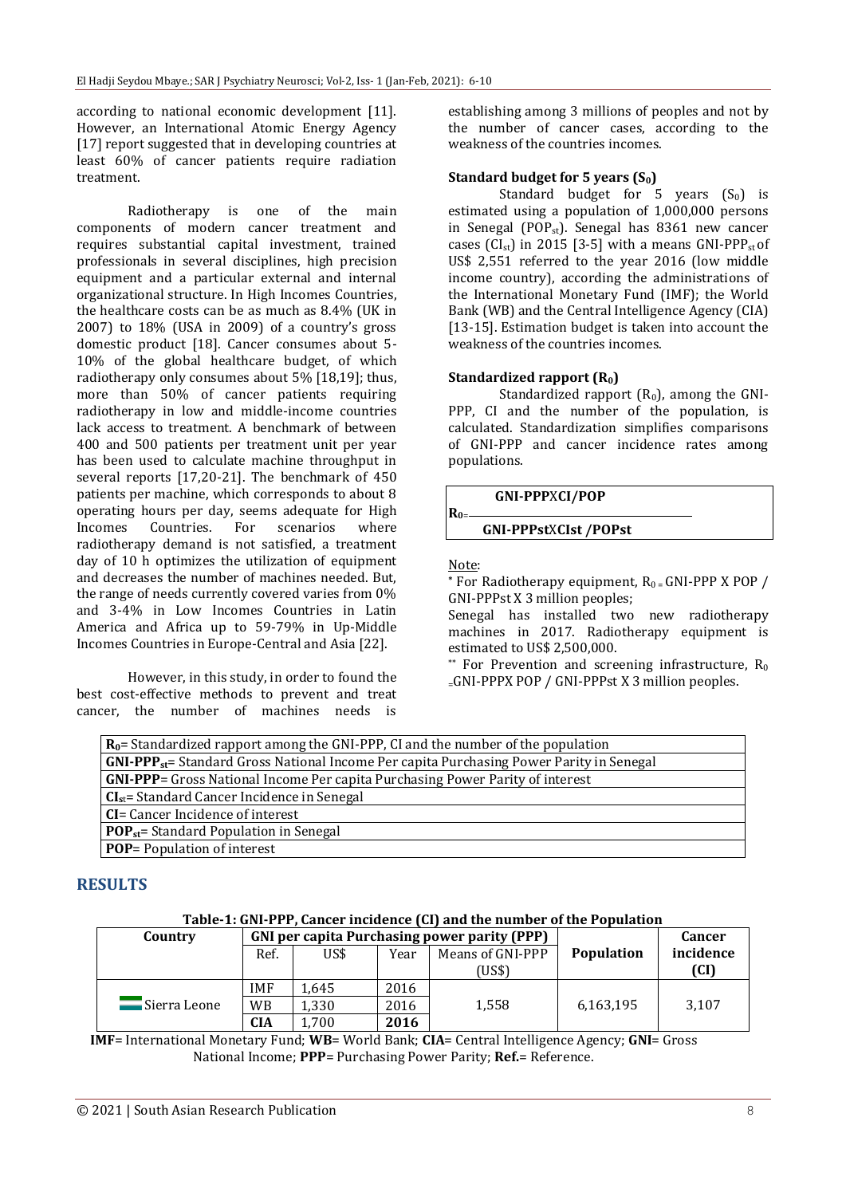according to national economic development [11]. However, an International Atomic Energy Agency [17] report suggested that in developing countries at least 60% of cancer patients require radiation treatment.

Radiotherapy is one of the main components of modern cancer treatment and requires substantial capital investment, trained professionals in several disciplines, high precision equipment and a particular external and internal organizational structure. In High Incomes Countries, the healthcare costs can be as much as 8.4% (UK in 2007) to 18% (USA in 2009) of a country's gross domestic product [18]. Cancer consumes about 5-10% of the global healthcare budget, of which radiotherapy only consumes about 5% [18,19]; thus, more than 50% of cancer patients requiring radiotherapy in low and middle-income countries lack access to treatment. A benchmark of between 400 and 500 patients per treatment unit per year has been used to calculate machine throughput in several reports [17,20-21]. The benchmark of 450 patients per machine, which corresponds to about 8 operating hours per day, seems adequate for High Incomes Countries. For scenarios where radiotherapy demand is not satisfied, a treatment day of 10 h optimizes the utilization of equipment and decreases the number of machines needed. But, the range of needs currently covered varies from 0% and 3-4% in Low Incomes Countries in Latin America and Africa up to 59-79% in Up-Middle Incomes Countries in Europe-Central and Asia [22].

However, in this study, in order to found the best cost-effective methods to prevent and treat cancer, the number of machines needs is establishing among 3 millions of peoples and not by the number of cancer cases, according to the weakness of the countries incomes.

### Standard budget for 5 years ($S_0$)

Standard budget for 5 years ($S_0$) is estimated using a population of 1,000,000 persons in Senegal ($POP_{st}$). Senegal has 8361 new cancer cases ($CI_{st}$) in 2015 [3-5] with a means $GNI\text{-}PPP_{st}$ of US$ 2,551 referred to the year 2016 (low middle income country), according the administrations of the International Monetary Fund (IMF); the World Bank (WB) and the Central Intelligence Agency (CIA) [13-15]. Estimation budget is taken into account the weakness of the countries incomes.

### Standardized rapport ($R_0$)

Standardized rapport ($R_0$), among the GNI-PPP, CI and the number of the population, is calculated. Standardization simplifies comparisons of GNI-PPP and cancer incidence rates among populations.

$$R_0 = \frac{\text{GNI-PPP} \times \text{CI}/\text{POP}}{\text{GNI-PPPst} \times \text{CIst}/\text{POPst}}$$

Note:

* For Radiotherapy equipment, $R_0$ = GNI-PPP X POP / GNI-PPPst X 3 million peoples;

Senegal has installed two new radiotherapy machines in 2017. Radiotherapy equipment is estimated to US$ 2,500,000.

** For Prevention and screening infrastructure, $R_0$ =GNI-PPPX POP / GNI-PPPst X 3 million peoples.

| |
|---|
| **$R_0$**= Standardized rapport among the GNI-PPP, CI and the number of the population |
| **$GNI\text{-}PPP_{st}$**= Standard Gross National Income Per capita Purchasing Power Parity in Senegal |
| **GNI-PPP**= Gross National Income Per capita Purchasing Power Parity of interest |
| **$CI_{st}$**= Standard Cancer Incidence in Senegal |
| **CI**= Cancer Incidence of interest |
| **$POP_{st}$**= Standard Population in Senegal |
| **POP**= Population of interest |

## RESULTS

**Table-1: GNI-PPP, Cancer incidence (CI) and the number of the Population**

| Country | GNI per capita Purchasing power parity (PPP) | | | | Population | Cancer incidence (CI) |
|---|---|---|---|---|---|---|
| | Ref. | US$ | Year | Means of GNI-PPP (US$) | | |
| Sierra Leone | IMF | 1,645 | 2016 | 1,558 | 6,163,195 | 3,107 |
| | WB | 1,330 | 2016 | | | |
| | **CIA** | 1,700 | **2016** | | | |

**IMF**= International Monetary Fund; **WB**= World Bank; **CIA**= Central Intelligence Agency; **GNI**= Gross National Income; **PPP**= Purchasing Power Parity; **Ref.**= Reference.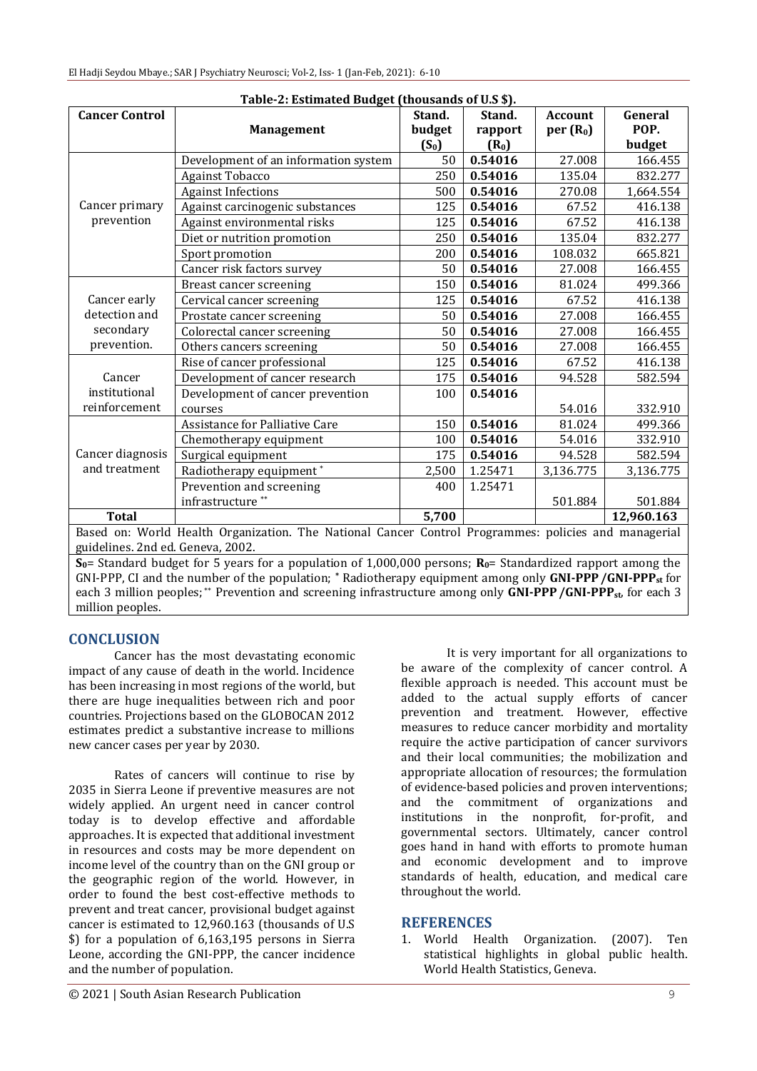**Table-2: Estimated Budget (thousands of U.S $).**

| Cancer Control | Management | Stand. budget ($S_0$) | Stand. rapport ($R_0$) | Account per ($R_0$) | General POP. budget |
|---|---|---|---|---|---|
| Cancer primary prevention | Development of an information system | 50 | **0.54016** | 27.008 | 166.455 |
| | Against Tobacco | 250 | **0.54016** | 135.04 | 832.277 |
| | Against Infections | 500 | **0.54016** | 270.08 | 1,664.554 |
| | Against carcinogenic substances | 125 | **0.54016** | 67.52 | 416.138 |
| | Against environmental risks | 125 | **0.54016** | 67.52 | 416.138 |
| | Diet or nutrition promotion | 250 | **0.54016** | 135.04 | 832.277 |
| | Sport promotion | 200 | **0.54016** | 108.032 | 665.821 |
| | Cancer risk factors survey | 50 | **0.54016** | 27.008 | 166.455 |
| Cancer early detection and secondary prevention. | Breast cancer screening | 150 | **0.54016** | 81.024 | 499.366 |
| | Cervical cancer screening | 125 | **0.54016** | 67.52 | 416.138 |
| | Prostate cancer screening | 50 | **0.54016** | 27.008 | 166.455 |
| | Colorectal cancer screening | 50 | **0.54016** | 27.008 | 166.455 |
| | Others cancers screening | 50 | **0.54016** | 27.008 | 166.455 |
| Cancer institutional reinforcement | Rise of cancer professional | 125 | **0.54016** | 67.52 | 416.138 |
| | Development of cancer research | 175 | **0.54016** | 94.528 | 582.594 |
| | Development of cancer prevention courses | 100 | **0.54016** | 54.016 | 332.910 |
| Cancer diagnosis and treatment | Assistance for Palliative Care | 150 | **0.54016** | 81.024 | 499.366 |
| | Chemotherapy equipment | 100 | **0.54016** | 54.016 | 332.910 |
| | Surgical equipment | 175 | **0.54016** | 94.528 | 582.594 |
| | Radiotherapy equipment * | 2,500 | 1.25471 | 3,136.775 | 3,136.775 |
| | Prevention and screening infrastructure ** | 400 | 1.25471 | 501.884 | 501.884 |
| **Total** | | **5,700** | | | **12,960.163** |

Based on: World Health Organization. The National Cancer Control Programmes: policies and managerial guidelines. 2nd ed. Geneva, 2002.

**$S_0$**= Standard budget for 5 years for a population of 1,000,000 persons; **$R_0$**= Standardized rapport among the GNI-PPP, CI and the number of the population; * Radiotherapy equipment among only **GNI-PPP /GNI-PPP$_{st}$** for each 3 million peoples; ** Prevention and screening infrastructure among only **GNI-PPP /GNI-PPP$_{st}$**, for each 3 million peoples.

## CONCLUSION

Cancer has the most devastating economic impact of any cause of death in the world. Incidence has been increasing in most regions of the world, but there are huge inequalities between rich and poor countries. Projections based on the GLOBOCAN 2012 estimates predict a substantive increase to millions new cancer cases per year by 2030.

Rates of cancers will continue to rise by 2035 in Sierra Leone if preventive measures are not widely applied. An urgent need in cancer control today is to develop effective and affordable approaches. It is expected that additional investment in resources and costs may be more dependent on income level of the country than on the GNI group or the geographic region of the world. However, in order to found the best cost-effective methods to prevent and treat cancer, provisional budget against cancer is estimated to 12,960.163 (thousands of U.S $) for a population of 6,163,195 persons in Sierra Leone, according the GNI-PPP, the cancer incidence and the number of population.

It is very important for all organizations to be aware of the complexity of cancer control. A flexible approach is needed. This account must be added to the actual supply efforts of cancer prevention and treatment. However, effective measures to reduce cancer morbidity and mortality require the active participation of cancer survivors and their local communities; the mobilization and appropriate allocation of resources; the formulation of evidence-based policies and proven interventions; and the commitment of organizations and institutions in the nonprofit, for-profit, and governmental sectors. Ultimately, cancer control goes hand in hand with efforts to promote human and economic development and to improve standards of health, education, and medical care throughout the world.

## REFERENCES

1. World Health Organization. (2007). Ten statistical highlights in global public health. World Health Statistics, Geneva.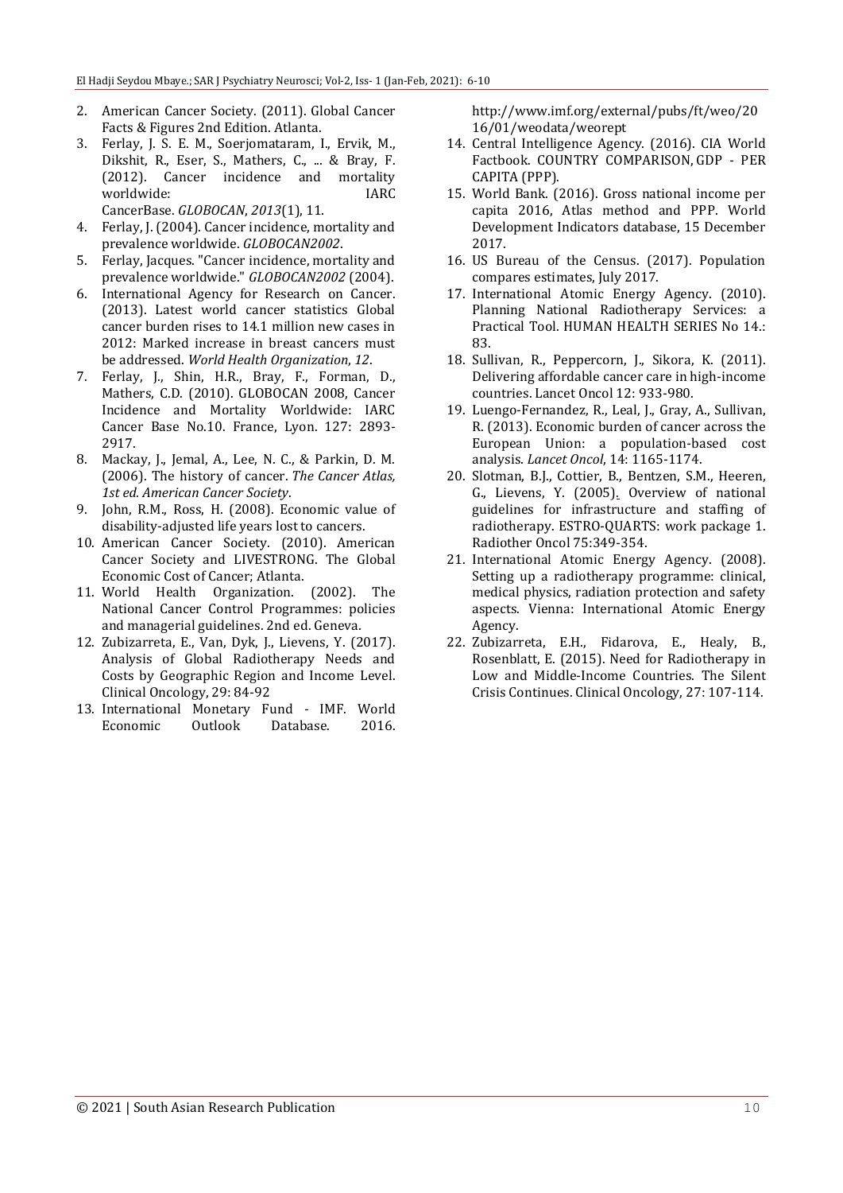2. American Cancer Society. (2011). Global Cancer Facts & Figures 2nd Edition. Atlanta.
3. Ferlay, J. S. E. M., Soerjomataram, I., Ervik, M., Dikshit, R., Eser, S., Mathers, C., ... & Bray, F. (2012). Cancer incidence and mortality worldwide: IARC CancerBase. *GLOBOCAN*, *2013*(1), 11.
4. Ferlay, J. (2004). Cancer incidence, mortality and prevalence worldwide. *GLOBOCAN2002*.
5. Ferlay, Jacques. "Cancer incidence, mortality and prevalence worldwide." *GLOBOCAN2002* (2004).
6. International Agency for Research on Cancer. (2013). Latest world cancer statistics Global cancer burden rises to 14.1 million new cases in 2012: Marked increase in breast cancers must be addressed. *World Health Organization*, *12*.
7. Ferlay, J., Shin, H.R., Bray, F., Forman, D., Mathers, C.D. (2010). GLOBOCAN 2008, Cancer Incidence and Mortality Worldwide: IARC Cancer Base No.10. France, Lyon. 127: 2893-2917.
8. Mackay, J., Jemal, A., Lee, N. C., & Parkin, D. M. (2006). The history of cancer. *The Cancer Atlas, 1st ed. American Cancer Society*.
9. John, R.M., Ross, H. (2008). Economic value of disability-adjusted life years lost to cancers.
10. American Cancer Society. (2010). American Cancer Society and LIVESTRONG. The Global Economic Cost of Cancer; Atlanta.
11. World Health Organization. (2002). The National Cancer Control Programmes: policies and managerial guidelines. 2nd ed. Geneva.
12. Zubizarreta, E., Van, Dyk, J., Lievens, Y. (2017). Analysis of Global Radiotherapy Needs and Costs by Geographic Region and Income Level. Clinical Oncology, 29: 84-92
13. International Monetary Fund - IMF. World Economic Outlook Database. 2016. http://www.imf.org/external/pubs/ft/weo/2016/01/weodata/weorept
14. Central Intelligence Agency. (2016). CIA World Factbook. COUNTRY COMPARISON, GDP - PER CAPITA (PPP).
15. World Bank. (2016). Gross national income per capita 2016, Atlas method and PPP. World Development Indicators database, 15 December 2017.
16. US Bureau of the Census. (2017). Population compares estimates, July 2017.
17. International Atomic Energy Agency. (2010). Planning National Radiotherapy Services: a Practical Tool. HUMAN HEALTH SERIES No 14.: 83.
18. Sullivan, R., Peppercorn, J., Sikora, K. (2011). Delivering affordable cancer care in high-income countries. Lancet Oncol 12: 933-980.
19. Luengo-Fernandez, R., Leal, J., Gray, A., Sullivan, R. (2013). Economic burden of cancer across the European Union: a population-based cost analysis. *Lancet Oncol*, 14: 1165-1174.
20. Slotman, B.J., Cottier, B., Bentzen, S.M., Heeren, G., Lievens, Y. (2005). Overview of national guidelines for infrastructure and staffing of radiotherapy. ESTRO-QUARTS: work package 1. Radiother Oncol 75:349-354.
21. International Atomic Energy Agency. (2008). Setting up a radiotherapy programme: clinical, medical physics, radiation protection and safety aspects. Vienna: International Atomic Energy Agency.
22. Zubizarreta, E.H., Fidarova, E., Healy, B., Rosenblatt, E. (2015). Need for Radiotherapy in Low and Middle-Income Countries. The Silent Crisis Continues. Clinical Oncology, 27: 107-114.